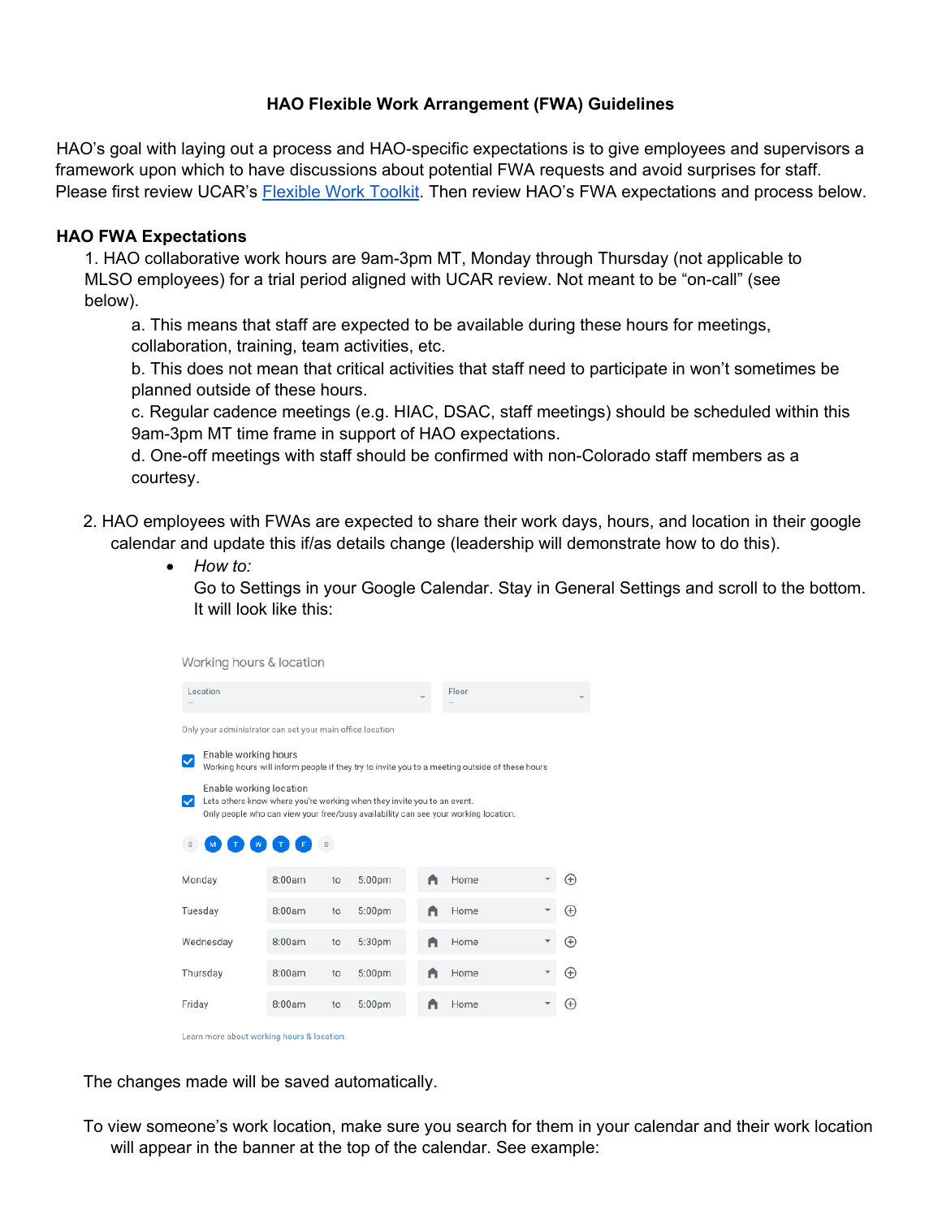# HAO Flexible Work Arrangement (FWA) Guidelines

HAO's goal with laying out a process and HAO-specific expectations is to give employees and supervisors a framework upon which to have discussions about potential FWA requests and avoid surprises for staff. Please first review UCAR's [Flexible Work Toolkit](). Then review HAO's FWA expectations and process below.

## HAO FWA Expectations

1. HAO collaborative work hours are 9am-3pm MT, Monday through Thursday (not applicable to MLSO employees) for a trial period aligned with UCAR review. Not meant to be "on-call" (see below).
    a. This means that staff are expected to be available during these hours for meetings, collaboration, training, team activities, etc.
    b. This does not mean that critical activities that staff need to participate in won't sometimes be planned outside of these hours.
    c. Regular cadence meetings (e.g. HIAC, DSAC, staff meetings) should be scheduled within this 9am-3pm MT time frame in support of HAO expectations.
    d. One-off meetings with staff should be confirmed with non-Colorado staff members as a courtesy.

2. HAO employees with FWAs are expected to share their work days, hours, and location in their google calendar and update this if/as details change (leadership will demonstrate how to do this).
    - *How to:*
      Go to Settings in your Google Calendar. Stay in General Settings and scroll to the bottom. It will look like this:

The changes made will be saved automatically.

To view someone's work location, make sure you search for them in your calendar and their work location will appear in the banner at the top of the calendar. See example: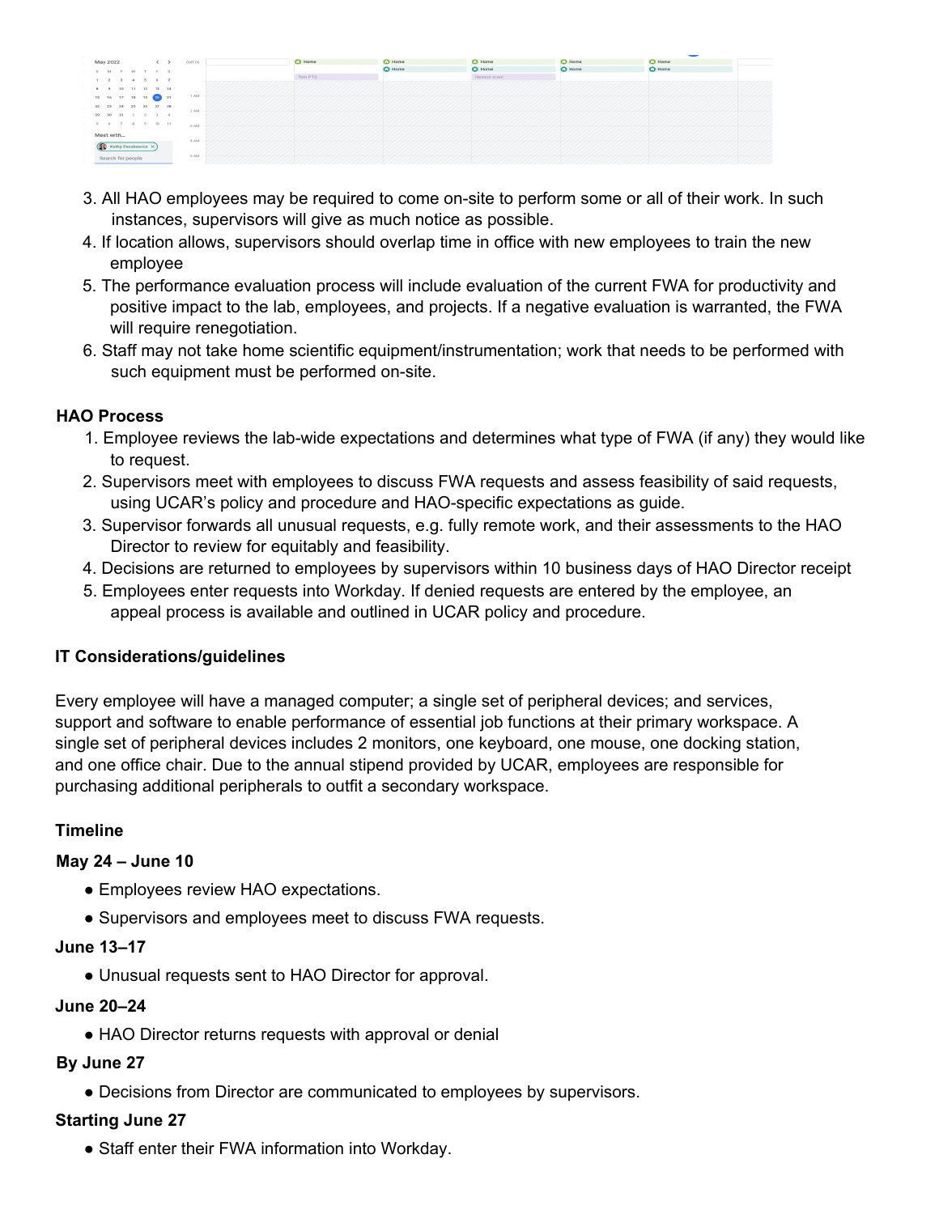3. All HAO employees may be required to come on-site to perform some or all of their work. In such instances, supervisors will give as much notice as possible.
4. If location allows, supervisors should overlap time in office with new employees to train the new employee
5. The performance evaluation process will include evaluation of the current FWA for productivity and positive impact to the lab, employees, and projects. If a negative evaluation is warranted, the FWA will require renegotiation.
6. Staff may not take home scientific equipment/instrumentation; work that needs to be performed with such equipment must be performed on-site.

**HAO Process**

1. Employee reviews the lab-wide expectations and determines what type of FWA (if any) they would like to request.
2. Supervisors meet with employees to discuss FWA requests and assess feasibility of said requests, using UCAR's policy and procedure and HAO-specific expectations as guide.
3. Supervisor forwards all unusual requests, e.g. fully remote work, and their assessments to the HAO Director to review for equitably and feasibility.
4. Decisions are returned to employees by supervisors within 10 business days of HAO Director receipt
5. Employees enter requests into Workday. If denied requests are entered by the employee, an appeal process is available and outlined in UCAR policy and procedure.

**IT Considerations/guidelines**

Every employee will have a managed computer; a single set of peripheral devices; and services, support and software to enable performance of essential job functions at their primary workspace. A single set of peripheral devices includes 2 monitors, one keyboard, one mouse, one docking station, and one office chair. Due to the annual stipend provided by UCAR, employees are responsible for purchasing additional peripherals to outfit a secondary workspace.

**Timeline**

**May 24 – June 10**

- Employees review HAO expectations.
- Supervisors and employees meet to discuss FWA requests.

**June 13–17**

- Unusual requests sent to HAO Director for approval.

**June 20–24**

- HAO Director returns requests with approval or denial

**By June 27**

- Decisions from Director are communicated to employees by supervisors.

**Starting June 27**

- Staff enter their FWA information into Workday.